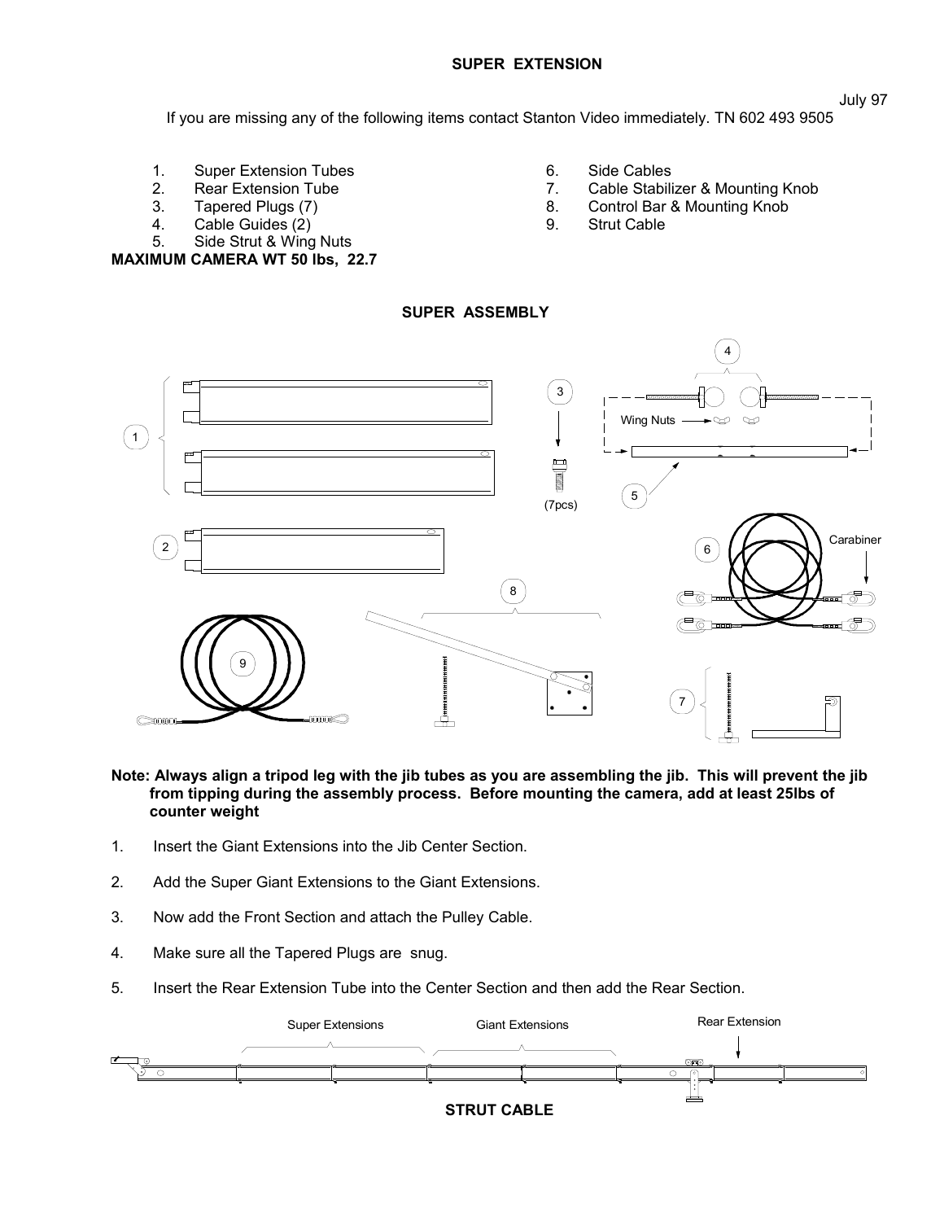# SUPER EXTENSION

July 97

If you are missing any of the following items contact Stanton Video immediately. TN 602 493 9505

1. Super Extension Tubes
2. Rear Extension Tube
3. Tapered Plugs (7)
4. Cable Guides (2)
5. Side Strut & Wing Nuts
6. Side Cables
7. Cable Stabilizer & Mounting Knob
8. Control Bar & Mounting Knob
9. Strut Cable

**MAXIMUM CAMERA WT 50 lbs, 22.7**

## SUPER ASSEMBLY

**Note: Always align a tripod leg with the jib tubes as you are assembling the jib. This will prevent the jib from tipping during the assembly process. Before mounting the camera, add at least 25lbs of counter weight**

1. Insert the Giant Extensions into the Jib Center Section.
2. Add the Super Giant Extensions to the Giant Extensions.
3. Now add the Front Section and attach the Pulley Cable.
4. Make sure all the Tapered Plugs are snug.
5. Insert the Rear Extension Tube into the Center Section and then add the Rear Section.

**STRUT CABLE**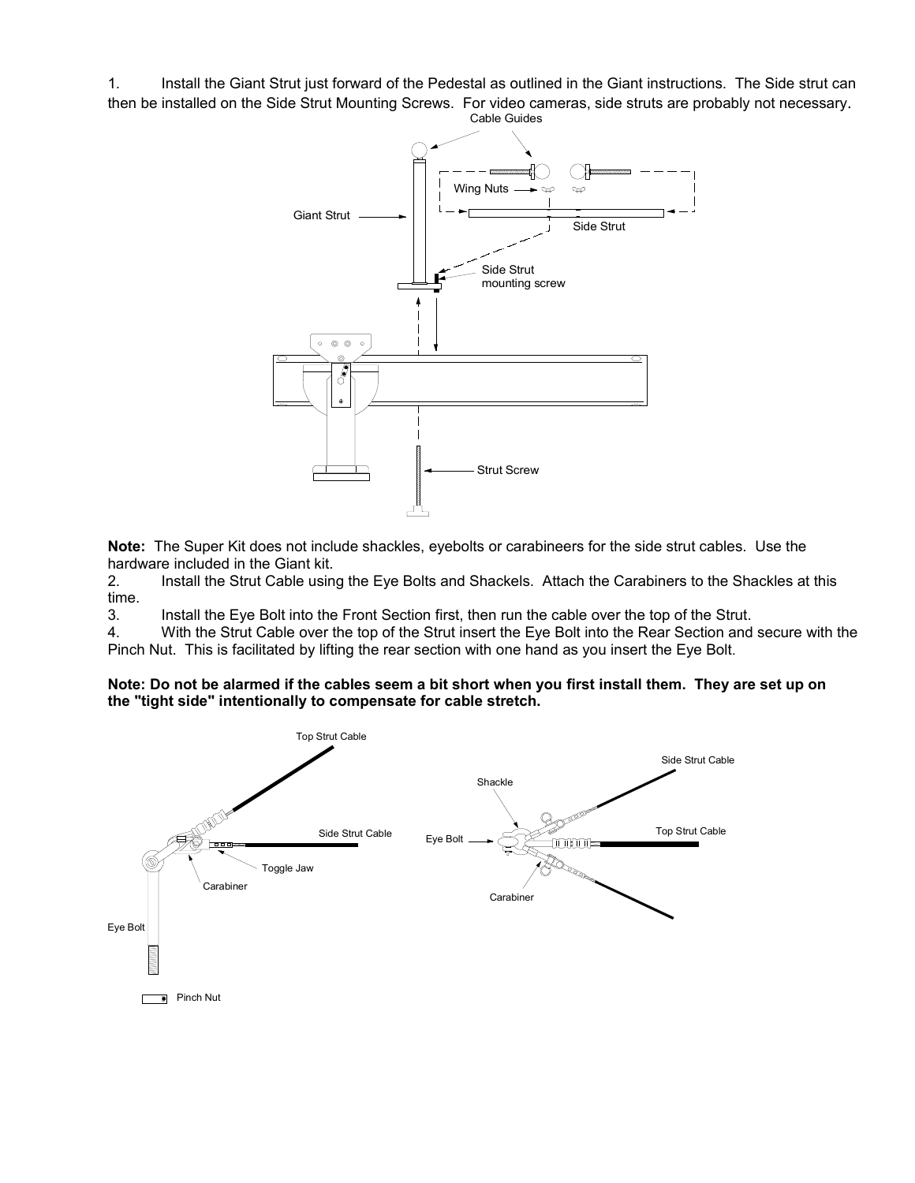1. Install the Giant Strut just forward of the Pedestal as outlined in the Giant instructions. The Side strut can then be installed on the Side Strut Mounting Screws. For video cameras, side struts are probably not necessary.

**Note:** The Super Kit does not include shackles, eyebolts or carabineers for the side strut cables. Use the hardware included in the Giant kit.

2. Install the Strut Cable using the Eye Bolts and Shackels. Attach the Carabiners to the Shackles at this time.
3. Install the Eye Bolt into the Front Section first, then run the cable over the top of the Strut.
4. With the Strut Cable over the top of the Strut insert the Eye Bolt into the Rear Section and secure with the Pinch Nut. This is facilitated by lifting the rear section with one hand as you insert the Eye Bolt.

**Note: Do not be alarmed if the cables seem a bit short when you first install them. They are set up on the "tight side" intentionally to compensate for cable stretch.**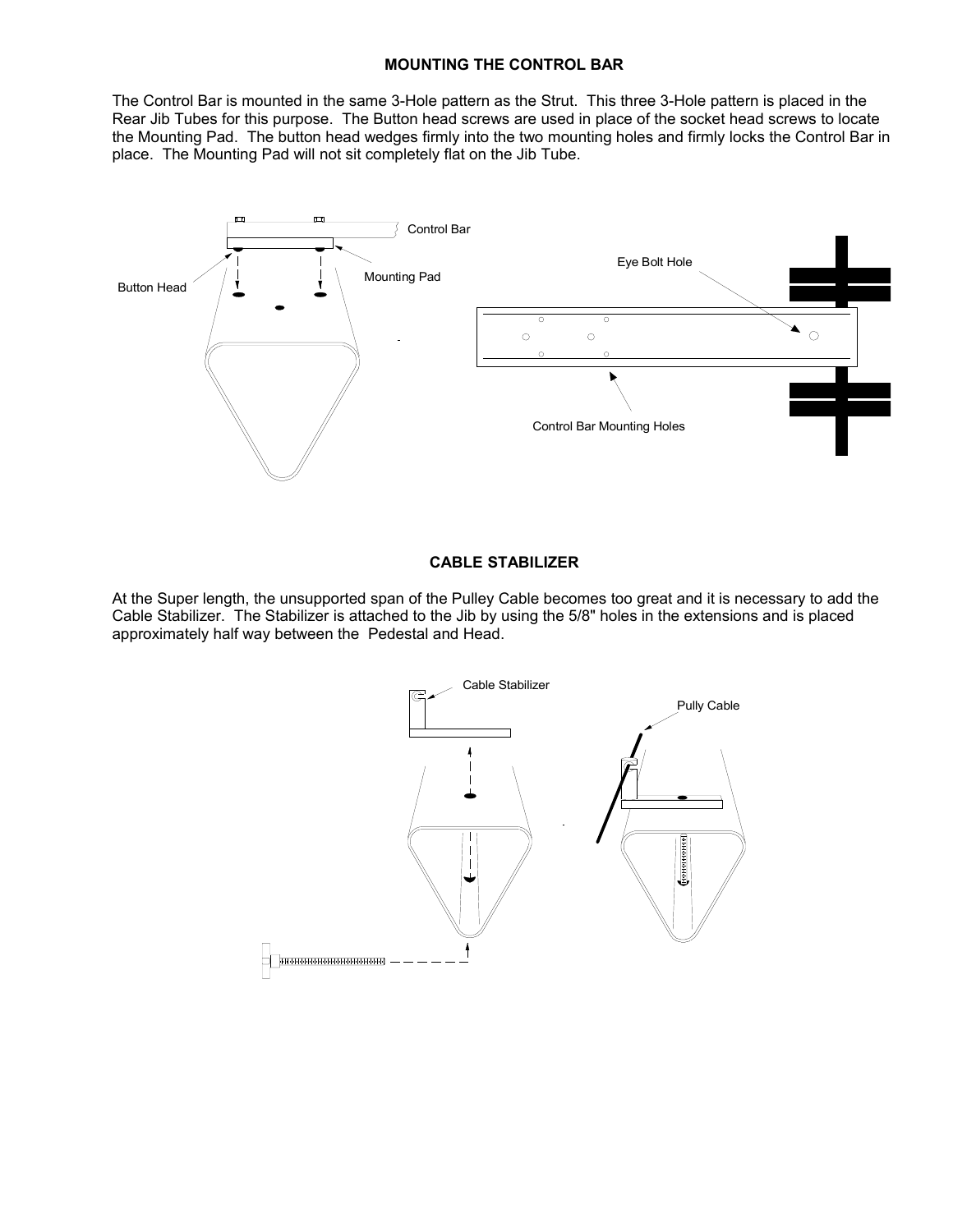## MOUNTING THE CONTROL BAR

The Control Bar is mounted in the same 3-Hole pattern as the Strut. This three 3-Hole pattern is placed in the Rear Jib Tubes for this purpose. The Button head screws are used in place of the socket head screws to locate the Mounting Pad. The button head wedges firmly into the two mounting holes and firmly locks the Control Bar in place. The Mounting Pad will not sit completely flat on the Jib Tube.

Control Bar

Button Head

Mounting Pad

Eye Bolt Hole

Control Bar Mounting Holes

## CABLE STABILIZER

At the Super length, the unsupported span of the Pulley Cable becomes too great and it is necessary to add the Cable Stabilizer. The Stabilizer is attached to the Jib by using the 5/8" holes in the extensions and is placed approximately half way between the Pedestal and Head.

Cable Stabilizer

Pully Cable